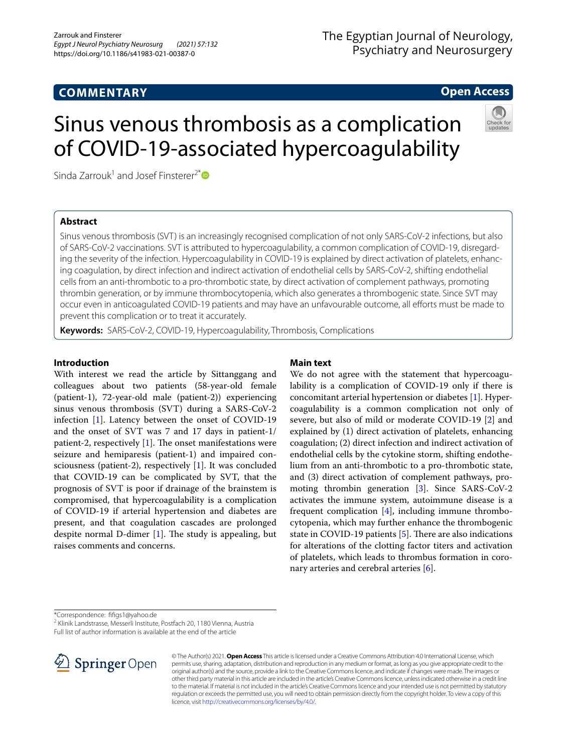## COMMENTARY

**Open Access**

# Sinus venous thrombosis as a complication of COVID-19-associated hypercoagulability

Sinda Zarrouk[1] and Josef Finsterer[2*]

## Abstract

Sinus venous thrombosis (SVT) is an increasingly recognised complication of not only SARS-CoV-2 infections, but also of SARS-CoV-2 vaccinations. SVT is attributed to hypercoagulability, a common complication of COVID-19, disregarding the severity of the infection. Hypercoagulability in COVID-19 is explained by direct activation of platelets, enhancing coagulation, by direct infection and indirect activation of endothelial cells by SARS-CoV-2, shifting endothelial cells from an anti-thrombotic to a pro-thrombotic state, by direct activation of complement pathways, promoting thrombin generation, or by immune thrombocytopenia, which also generates a thrombogenic state. Since SVT may occur even in anticoagulated COVID-19 patients and may have an unfavourable outcome, all efforts must be made to prevent this complication or to treat it accurately.

**Keywords:** SARS-CoV-2, COVID-19, Hypercoagulability, Thrombosis, Complications

## Introduction

With interest we read the article by Sittanggang and colleagues about two patients (58-year-old female (patient-1), 72-year-old male (patient-2)) experiencing sinus venous thrombosis (SVT) during a SARS-CoV-2 infection [1]. Latency between the onset of COVID-19 and the onset of SVT was 7 and 17 days in patient-1/patient-2, respectively [1]. The onset manifestations were seizure and hemiparesis (patient-1) and impaired consciousness (patient-2), respectively [1]. It was concluded that COVID-19 can be complicated by SVT, that the prognosis of SVT is poor if drainage of the brainstem is compromised, that hypercoagulability is a complication of COVID-19 if arterial hypertension and diabetes are present, and that coagulation cascades are prolonged despite normal D-dimer [1]. The study is appealing, but raises comments and concerns.

## Main text

We do not agree with the statement that hypercoagulability is a complication of COVID-19 only if there is concomitant arterial hypertension or diabetes [1]. Hypercoagulability is a common complication not only of severe, but also of mild or moderate COVID-19 [2] and explained by (1) direct activation of platelets, enhancing coagulation; (2) direct infection and indirect activation of endothelial cells by the cytokine storm, shifting endothelium from an anti-thrombotic to a pro-thrombotic state, and (3) direct activation of complement pathways, promoting thrombin generation [3]. Since SARS-CoV-2 activates the immune system, autoimmune disease is a frequent complication [4], including immune thrombocytopenia, which may further enhance the thrombogenic state in COVID-19 patients [5]. There are also indications for alterations of the clotting factor titers and activation of platelets, which leads to thrombus formation in coronary arteries and cerebral arteries [6].

*Correspondence: fifigs1@yahoo.de

[2] Klinik Landstrasse, Messerli Institute, Postfach 20, 1180 Vienna, Austria

Full list of author information is available at the end of the article

© The Author(s) 2021. **Open Access** This article is licensed under a Creative Commons Attribution 4.0 International License, which permits use, sharing, adaptation, distribution and reproduction in any medium or format, as long as you give appropriate credit to the original author(s) and the source, provide a link to the Creative Commons licence, and indicate if changes were made. The images or other third party material in this article are included in the article's Creative Commons licence, unless indicated otherwise in a credit line to the material. If material is not included in the article's Creative Commons licence and your intended use is not permitted by statutory regulation or exceeds the permitted use, you will need to obtain permission directly from the copyright holder. To view a copy of this licence, visit http://creativecommons.org/licenses/by/4.0/.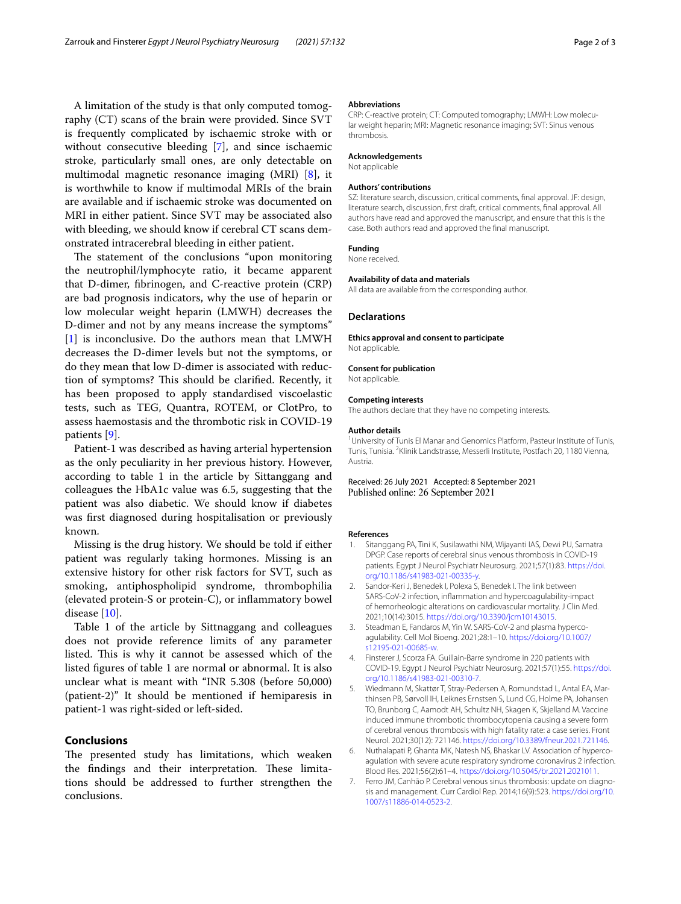A limitation of the study is that only computed tomography (CT) scans of the brain were provided. Since SVT is frequently complicated by ischaemic stroke with or without consecutive bleeding [7], and since ischaemic stroke, particularly small ones, are only detectable on multimodal magnetic resonance imaging (MRI) [8], it is worthwhile to know if multimodal MRIs of the brain are available and if ischaemic stroke was documented on MRI in either patient. Since SVT may be associated also with bleeding, we should know if cerebral CT scans demonstrated intracerebral bleeding in either patient.

The statement of the conclusions "upon monitoring the neutrophil/lymphocyte ratio, it became apparent that D-dimer, fibrinogen, and C-reactive protein (CRP) are bad prognosis indicators, why the use of heparin or low molecular weight heparin (LMWH) decreases the D-dimer and not by any means increase the symptoms" [1] is inconclusive. Do the authors mean that LMWH decreases the D-dimer levels but not the symptoms, or do they mean that low D-dimer is associated with reduction of symptoms? This should be clarified. Recently, it has been proposed to apply standardised viscoelastic tests, such as TEG, Quantra, ROTEM, or ClotPro, to assess haemostasis and the thrombotic risk in COVID-19 patients [9].

Patient-1 was described as having arterial hypertension as the only peculiarity in her previous history. However, according to table 1 in the article by Sittanggang and colleagues the HbA1c value was 6.5, suggesting that the patient was also diabetic. We should know if diabetes was first diagnosed during hospitalisation or previously known.

Missing is the drug history. We should be told if either patient was regularly taking hormones. Missing is an extensive history for other risk factors for SVT, such as smoking, antiphospholipid syndrome, thrombophilia (elevated protein-S or protein-C), or inflammatory bowel disease [10].

Table 1 of the article by Sittnaggang and colleagues does not provide reference limits of any parameter listed. This is why it cannot be assessed which of the listed figures of table 1 are normal or abnormal. It is also unclear what is meant with "INR 5.308 (before 50,000) (patient-2)" It should be mentioned if hemiparesis in patient-1 was right-sided or left-sided.

## Conclusions

The presented study has limitations, which weaken the findings and their interpretation. These limitations should be addressed to further strengthen the conclusions.

### Abbreviations

CRP: C-reactive protein; CT: Computed tomography; LMWH: Low molecular weight heparin; MRI: Magnetic resonance imaging; SVT: Sinus venous thrombosis.

### Acknowledgements

Not applicable

### Authors' contributions

SZ: literature search, discussion, critical comments, final approval. JF: design, literature search, discussion, first draft, critical comments, final approval. All authors have read and approved the manuscript, and ensure that this is the case. Both authors read and approved the final manuscript.

### Funding

None received.

### Availability of data and materials

All data are available from the corresponding author.

## Declarations

### Ethics approval and consent to participate

Not applicable.

### Consent for publication

Not applicable.

### Competing interests

The authors declare that they have no competing interests.

### Author details

[1]University of Tunis El Manar and Genomics Platform, Pasteur Institute of Tunis, Tunis, Tunisia. [2]Klinik Landstrasse, Messerli Institute, Postfach 20, 1180 Vienna, Austria.

Received: 26 July 2021 Accepted: 8 September 2021
Published online: 26 September 2021

### References

1. Sitanggang PA, Tini K, Susilawathi NM, Wijayanti IAS, Dewi PU, Samatra DPGP. Case reports of cerebral sinus venous thrombosis in COVID-19 patients. Egypt J Neurol Psychiatr Neurosurg. 2021;57(1):83. https://doi.org/10.1186/s41983-021-00335-y.
2. Sandor-Keri J, Benedek I, Polexa S, Benedek I. The link between SARS-CoV-2 infection, inflammation and hypercoagulability-impact of hemorheologic alterations on cardiovascular mortality. J Clin Med. 2021;10(14):3015. https://doi.org/10.3390/jcm10143015.
3. Steadman E, Fandaros M, Yin W. SARS-CoV-2 and plasma hypercoagulability. Cell Mol Bioeng. 2021;28:1–10. https://doi.org/10.1007/s12195-021-00685-w.
4. Finsterer J, Scorza FA. Guillain-Barre syndrome in 220 patients with COVID-19. Egypt J Neurol Psychiatr Neurosurg. 2021;57(1):55. https://doi.org/10.1186/s41983-021-00310-7.
5. Wiedmann M, Skattør T, Stray-Pedersen A, Romundstad L, Antal EA, Marthinsen PB, Sørvoll IH, Leiknes Ernstsen S, Lund CG, Holme PA, Johansen TO, Brunborg C, Aamodt AH, Schultz NH, Skagen K, Skjelland M. Vaccine induced immune thrombotic thrombocytopenia causing a severe form of cerebral venous thrombosis with high fatality rate: a case series. Front Neurol. 2021;30(12): 721146. https://doi.org/10.3389/fneur.2021.721146.
6. Nuthalapati P, Ghanta MK, Natesh NS, Bhaskar LV. Association of hypercoagulation with severe acute respiratory syndrome coronavirus 2 infection. Blood Res. 2021;56(2):61–4. https://doi.org/10.5045/br.2021.2021011.
7. Ferro JM, Canhão P. Cerebral venous sinus thrombosis: update on diagnosis and management. Curr Cardiol Rep. 2014;16(9):523. https://doi.org/10.1007/s11886-014-0523-2.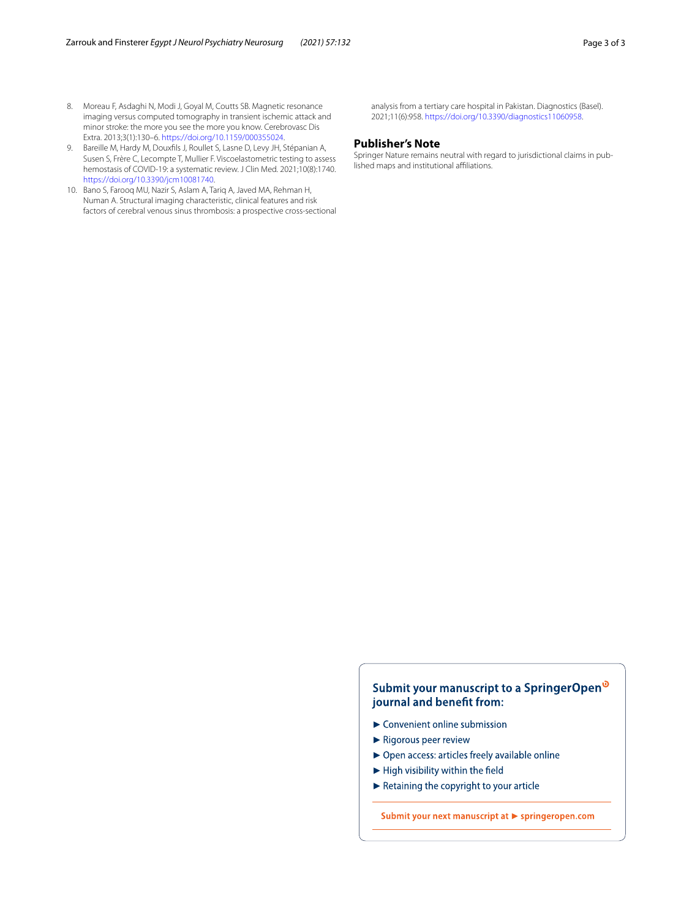8. Moreau F, Asdaghi N, Modi J, Goyal M, Coutts SB. Magnetic resonance imaging versus computed tomography in transient ischemic attack and minor stroke: the more you see the more you know. Cerebrovasc Dis Extra. 2013;3(1):130–6. https://doi.org/10.1159/000355024.
9. Bareille M, Hardy M, Douxfils J, Roullet S, Lasne D, Levy JH, Stépanian A, Susen S, Frère C, Lecompte T, Mullier F. Viscoelastometric testing to assess hemostasis of COVID-19: a systematic review. J Clin Med. 2021;10(8):1740. https://doi.org/10.3390/jcm10081740.
10. Bano S, Farooq MU, Nazir S, Aslam A, Tariq A, Javed MA, Rehman H, Numan A. Structural imaging characteristic, clinical features and risk factors of cerebral venous sinus thrombosis: a prospective cross-sectional analysis from a tertiary care hospital in Pakistan. Diagnostics (Basel). 2021;11(6):958. https://doi.org/10.3390/diagnostics11060958.

## Publisher's Note

Springer Nature remains neutral with regard to jurisdictional claims in published maps and institutional affiliations.

**Submit your manuscript to a SpringerOpen journal and benefit from:**

- ► Convenient online submission
- ► Rigorous peer review
- ► Open access: articles freely available online
- ► High visibility within the field
- ► Retaining the copyright to your article

**Submit your next manuscript at ► springeropen.com**